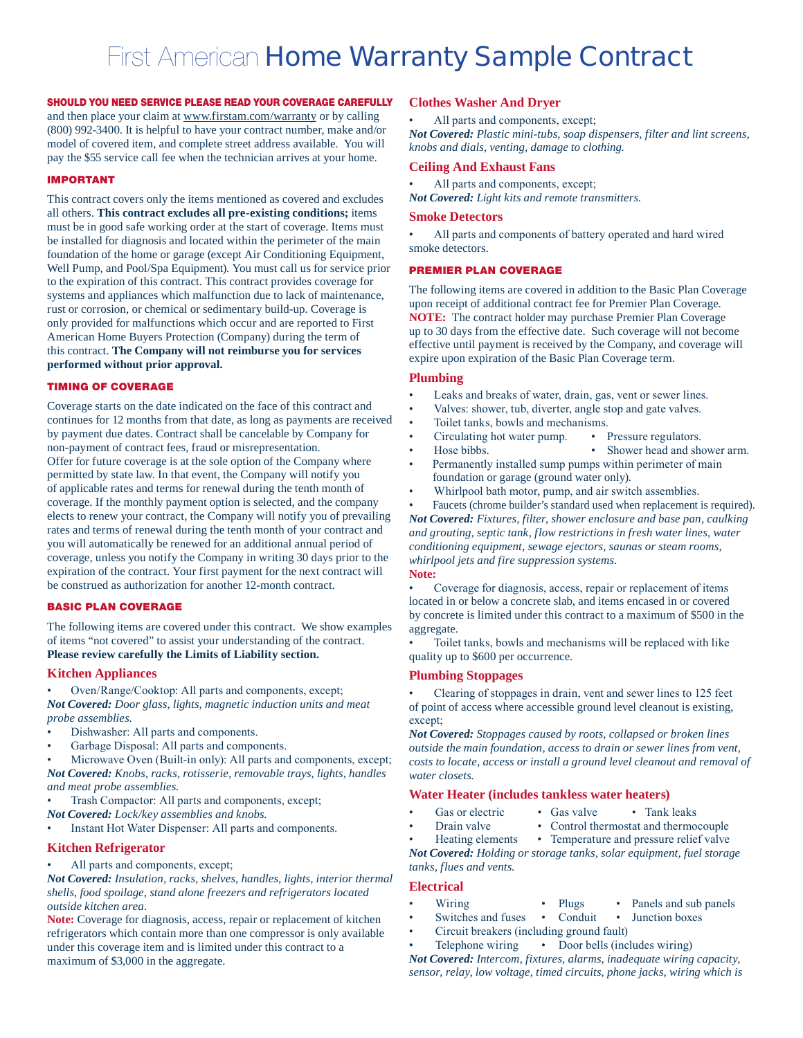# First American Home Warranty Sample Contract

**SHOULD YOU NEED SERVICE PLEASE READ YOUR COVERAGE CAREFULLY** and then place your claim at www.firstam.com/warranty or by calling (800) 992-3400. It is helpful to have your contract number, make and/or model of covered item, and complete street address available. You will pay the $55 service call fee when the technician arrives at your home.

## IMPORTANT

This contract covers only the items mentioned as covered and excludes all others. **This contract excludes all pre-existing conditions;** items must be in good safe working order at the start of coverage. Items must be installed for diagnosis and located within the perimeter of the main foundation of the home or garage (except Air Conditioning Equipment, Well Pump, and Pool/Spa Equipment). You must call us for service prior to the expiration of this contract. This contract provides coverage for systems and appliances which malfunction due to lack of maintenance, rust or corrosion, or chemical or sedimentary build-up. Coverage is only provided for malfunctions which occur and are reported to First American Home Buyers Protection (Company) during the term of this contract. **The Company will not reimburse you for services performed without prior approval.**

## TIMING OF COVERAGE

Coverage starts on the date indicated on the face of this contract and continues for 12 months from that date, as long as payments are received by payment due dates. Contract shall be cancelable by Company for non-payment of contract fees, fraud or misrepresentation.
Offer for future coverage is at the sole option of the Company where permitted by state law. In that event, the Company will notify you of applicable rates and terms for renewal during the tenth month of coverage. If the monthly payment option is selected, and the company elects to renew your contract, the Company will notify you of prevailing rates and terms of renewal during the tenth month of your contract and you will automatically be renewed for an additional annual period of coverage, unless you notify the Company in writing 30 days prior to the expiration of the contract. Your first payment for the next contract will be construed as authorization for another 12-month contract.

## BASIC PLAN COVERAGE

The following items are covered under this contract. We show examples of items "not covered" to assist your understanding of the contract. **Please review carefully the Limits of Liability section.**

### Kitchen Appliances

- Oven/Range/Cooktop: All parts and components, except;

***Not Covered:*** *Door glass, lights, magnetic induction units and meat probe assemblies.*

- Dishwasher: All parts and components.
- Garbage Disposal: All parts and components.
- Microwave Oven (Built-in only): All parts and components, except;

***Not Covered:*** *Knobs, racks, rotisserie, removable trays, lights, handles and meat probe assemblies.*

- Trash Compactor: All parts and components, except;

***Not Covered:*** *Lock/key assemblies and knobs.*

- Instant Hot Water Dispenser: All parts and components.

### Kitchen Refrigerator

- All parts and components, except;

***Not Covered:*** *Insulation, racks, shelves, handles, lights, interior thermal shells, food spoilage, stand alone freezers and refrigerators located outside kitchen area.*

**Note:** Coverage for diagnosis, access, repair or replacement of kitchen refrigerators which contain more than one compressor is only available under this coverage item and is limited under this contract to a maximum of $3,000 in the aggregate.

### Clothes Washer And Dryer

- All parts and components, except;

***Not Covered:*** *Plastic mini-tubs, soap dispensers, filter and lint screens, knobs and dials, venting, damage to clothing.*

### Ceiling And Exhaust Fans

- All parts and components, except;

***Not Covered:*** *Light kits and remote transmitters.*

### Smoke Detectors

- All parts and components of battery operated and hard wired smoke detectors.

## PREMIER PLAN COVERAGE

The following items are covered in addition to the Basic Plan Coverage upon receipt of additional contract fee for Premier Plan Coverage.
**NOTE:** The contract holder may purchase Premier Plan Coverage up to 30 days from the effective date. Such coverage will not become effective until payment is received by the Company, and coverage will expire upon expiration of the Basic Plan Coverage term.

### Plumbing

- Leaks and breaks of water, drain, gas, vent or sewer lines.
- Valves: shower, tub, diverter, angle stop and gate valves.
- Toilet tanks, bowls and mechanisms.
- Circulating hot water pump.
- Pressure regulators.
- Hose bibbs.
- Shower head and shower arm.
- Permanently installed sump pumps within perimeter of main foundation or garage (ground water only).
- Whirlpool bath motor, pump, and air switch assemblies.
- Faucets (chrome builder's standard used when replacement is required).

***Not Covered:*** *Fixtures, filter, shower enclosure and base pan, caulking and grouting, septic tank, flow restrictions in fresh water lines, water conditioning equipment, sewage ejectors, saunas or steam rooms, whirlpool jets and fire suppression systems.*

**Note:**

- Coverage for diagnosis, access, repair or replacement of items located in or below a concrete slab, and items encased in or covered by concrete is limited under this contract to a maximum of $500 in the aggregate.
- Toilet tanks, bowls and mechanisms will be replaced with like quality up to $600 per occurrence.

### Plumbing Stoppages

- Clearing of stoppages in drain, vent and sewer lines to 125 feet of point of access where accessible ground level cleanout is existing, except;

***Not Covered:*** *Stoppages caused by roots, collapsed or broken lines outside the main foundation, access to drain or sewer lines from vent, costs to locate, access or install a ground level cleanout and removal of water closets.*

### Water Heater (includes tankless water heaters)

- Gas or electric
- Gas valve
- Tank leaks
- Drain valve
- Control thermostat and thermocouple
- Heating elements
- Temperature and pressure relief valve

***Not Covered:*** *Holding or storage tanks, solar equipment, fuel storage tanks, flues and vents.*

### Electrical

- Wiring
- Plugs
- Panels and sub panels
- Switches and fuses
- Conduit
- Junction boxes
- Circuit breakers (including ground fault)
- Telephone wiring
- Door bells (includes wiring)

***Not Covered:*** *Intercom, fixtures, alarms, inadequate wiring capacity, sensor, relay, low voltage, timed circuits, phone jacks, wiring which is*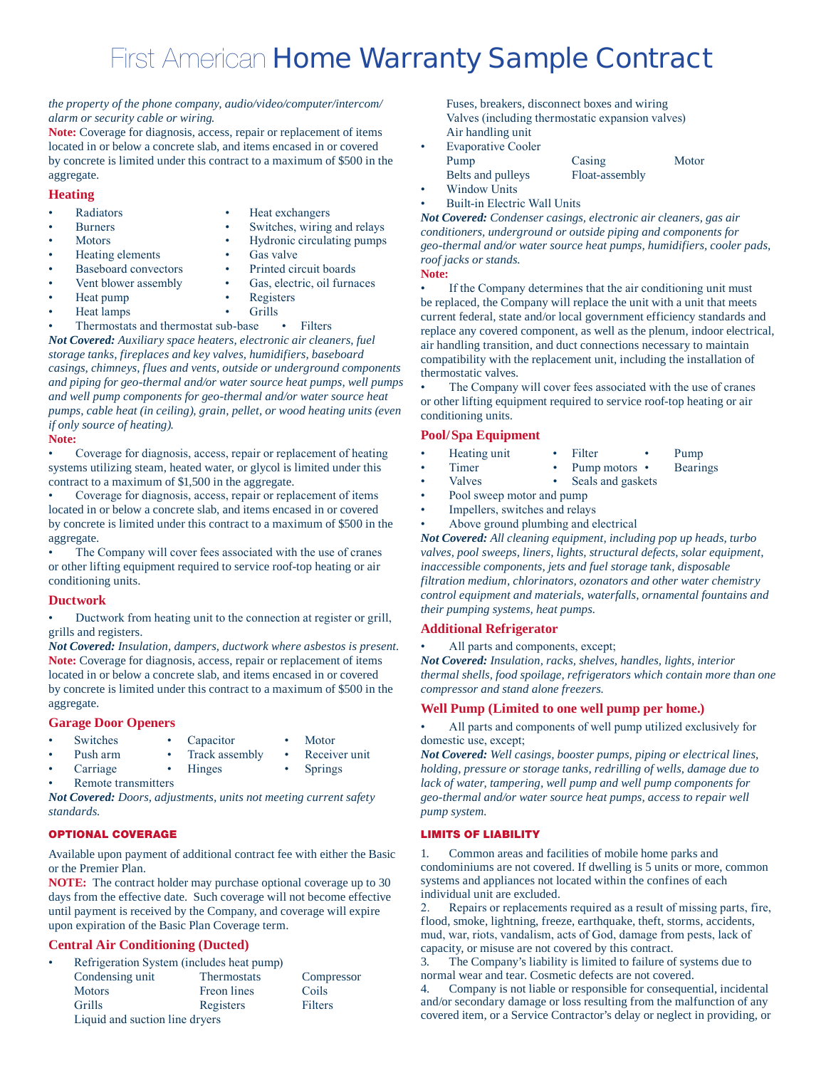*the property of the phone company, audio/video/computer/intercom/alarm or security cable or wiring.*

**Note:** Coverage for diagnosis, access, repair or replacement of items located in or below a concrete slab, and items encased in or covered by concrete is limited under this contract to a maximum of $500 in the aggregate.

## Heating

- Radiators
- Burners
- Motors
- Heating elements
- Baseboard convectors
- Vent blower assembly
- Heat pump
- Heat lamps
- Thermostats and thermostat sub-base
- Heat exchangers
- Switches, wiring and relays
- Hydronic circulating pumps
- Gas valve
- Printed circuit boards
- Gas, electric, oil furnaces
- Registers
- Grills
- Filters

***Not Covered:*** *Auxiliary space heaters, electronic air cleaners, fuel storage tanks, fireplaces and key valves, humidifiers, baseboard casings, chimneys, flues and vents, outside or underground components and piping for geo-thermal and/or water source heat pumps, well pumps and well pump components for geo-thermal and/or water source heat pumps, cable heat (in ceiling), grain, pellet, or wood heating units (even if only source of heating).*

**Note:**

- Coverage for diagnosis, access, repair or replacement of heating systems utilizing steam, heated water, or glycol is limited under this contract to a maximum of $1,500 in the aggregate.
- Coverage for diagnosis, access, repair or replacement of items located in or below a concrete slab, and items encased in or covered by concrete is limited under this contract to a maximum of $500 in the aggregate.
- The Company will cover fees associated with the use of cranes or other lifting equipment required to service roof-top heating or air conditioning units.

## Ductwork

- Ductwork from heating unit to the connection at register or grill, grills and registers.

***Not Covered:*** *Insulation, dampers, ductwork where asbestos is present.*

**Note:** Coverage for diagnosis, access, repair or replacement of items located in or below a concrete slab, and items encased in or covered by concrete is limited under this contract to a maximum of $500 in the aggregate.

## Garage Door Openers

- Switches
- Push arm
- Carriage
- Remote transmitters
- Capacitor
- Track assembly
- Hinges
- Motor
- Receiver unit
- Springs

***Not Covered:*** *Doors, adjustments, units not meeting current safety standards.*

## OPTIONAL COVERAGE

Available upon payment of additional contract fee with either the Basic or the Premier Plan.

**NOTE:** The contract holder may purchase optional coverage up to 30 days from the effective date. Such coverage will not become effective until payment is received by the Company, and coverage will expire upon expiration of the Basic Plan Coverage term.

## Central Air Conditioning (Ducted)

- Refrigeration System (includes heat pump)
  Condensing unit, Thermostats, Compressor, Motors, Freon lines, Coils, Grills, Registers, Filters, Liquid and suction line dryers, Fuses, breakers, disconnect boxes and wiring, Valves (including thermostatic expansion valves), Air handling unit
- Evaporative Cooler
  Pump, Casing, Motor, Belts and pulleys, Float-assembly
- Window Units
- Built-in Electric Wall Units

***Not Covered:*** *Condenser casings, electronic air cleaners, gas air conditioners, underground or outside piping and components for geo-thermal and/or water source heat pumps, humidifiers, cooler pads, roof jacks or stands.*

**Note:**

- If the Company determines that the air conditioning unit must be replaced, the Company will replace the unit with a unit that meets current federal, state and/or local government efficiency standards and replace any covered component, as well as the plenum, indoor electrical, air handling transition, and duct connections necessary to maintain compatibility with the replacement unit, including the installation of thermostatic valves.
- The Company will cover fees associated with the use of cranes or other lifting equipment required to service roof-top heating or air conditioning units.

## Pool/Spa Equipment

- Heating unit
- Timer
- Valves
- Filter
- Pump motors
- Seals and gaskets
- Pump
- Bearings
- Pool sweep motor and pump
- Impellers, switches and relays
- Above ground plumbing and electrical

***Not Covered:*** *All cleaning equipment, including pop up heads, turbo valves, pool sweeps, liners, lights, structural defects, solar equipment, inaccessible components, jets and fuel storage tank, disposable filtration medium, chlorinators, ozonators and other water chemistry control equipment and materials, waterfalls, ornamental fountains and their pumping systems, heat pumps.*

## Additional Refrigerator

- All parts and components, except;

***Not Covered:*** *Insulation, racks, shelves, handles, lights, interior thermal shells, food spoilage, refrigerators which contain more than one compressor and stand alone freezers.*

## Well Pump (Limited to one well pump per home.)

- All parts and components of well pump utilized exclusively for domestic use, except;

***Not Covered:*** *Well casings, booster pumps, piping or electrical lines, holding, pressure or storage tanks, redrilling of wells, damage due to lack of water, tampering, well pump and well pump components for geo-thermal and/or water source heat pumps, access to repair well pump system.*

## LIMITS OF LIABILITY

1. Common areas and facilities of mobile home parks and condominiums are not covered. If dwelling is 5 units or more, common systems and appliances not located within the confines of each individual unit are excluded.
2. Repairs or replacements required as a result of missing parts, fire, flood, smoke, lightning, freeze, earthquake, theft, storms, accidents, mud, war, riots, vandalism, acts of God, damage from pests, lack of capacity, or misuse are not covered by this contract.
3. The Company's liability is limited to failure of systems due to normal wear and tear. Cosmetic defects are not covered.
4. Company is not liable or responsible for consequential, incidental and/or secondary damage or loss resulting from the malfunction of any covered item, or a Service Contractor's delay or neglect in providing, or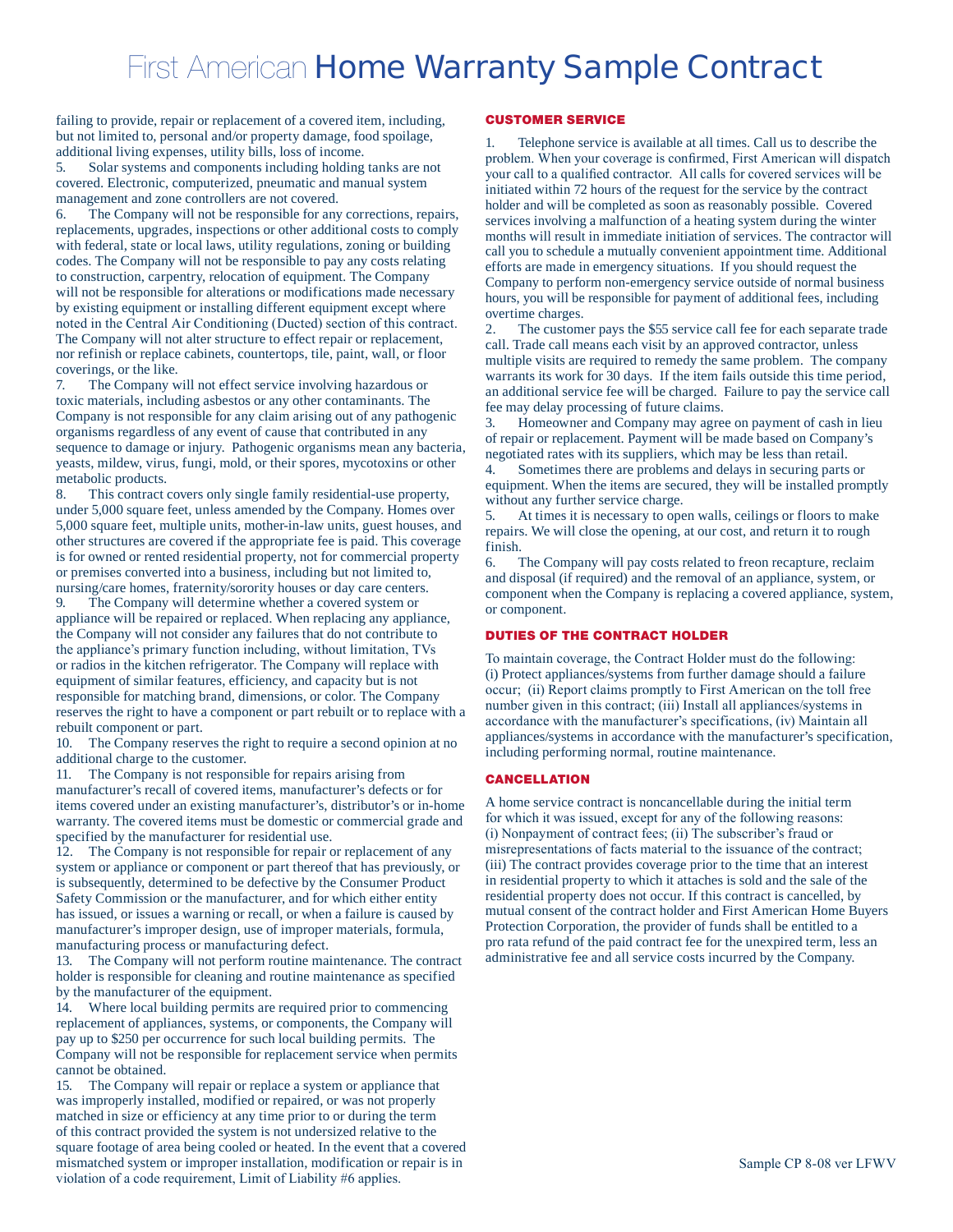# First American Home Warranty Sample Contract

failing to provide, repair or replacement of a covered item, including, but not limited to, personal and/or property damage, food spoilage, additional living expenses, utility bills, loss of income.

5. Solar systems and components including holding tanks are not covered. Electronic, computerized, pneumatic and manual system management and zone controllers are not covered.

6. The Company will not be responsible for any corrections, repairs, replacements, upgrades, inspections or other additional costs to comply with federal, state or local laws, utility regulations, zoning or building codes. The Company will not be responsible to pay any costs relating to construction, carpentry, relocation of equipment. The Company will not be responsible for alterations or modifications made necessary by existing equipment or installing different equipment except where noted in the Central Air Conditioning (Ducted) section of this contract. The Company will not alter structure to effect repair or replacement, nor refinish or replace cabinets, countertops, tile, paint, wall, or floor coverings, or the like.

7. The Company will not effect service involving hazardous or toxic materials, including asbestos or any other contaminants. The Company is not responsible for any claim arising out of any pathogenic organisms regardless of any event of cause that contributed in any sequence to damage or injury. Pathogenic organisms mean any bacteria, yeasts, mildew, virus, fungi, mold, or their spores, mycotoxins or other metabolic products.

8. This contract covers only single family residential-use property, under 5,000 square feet, unless amended by the Company. Homes over 5,000 square feet, multiple units, mother-in-law units, guest houses, and other structures are covered if the appropriate fee is paid. This coverage is for owned or rented residential property, not for commercial property or premises converted into a business, including but not limited to, nursing/care homes, fraternity/sorority houses or day care centers.

9. The Company will determine whether a covered system or appliance will be repaired or replaced. When replacing any appliance, the Company will not consider any failures that do not contribute to the appliance's primary function including, without limitation, TVs or radios in the kitchen refrigerator. The Company will replace with equipment of similar features, efficiency, and capacity but is not responsible for matching brand, dimensions, or color. The Company reserves the right to have a component or part rebuilt or to replace with a rebuilt component or part.

10. The Company reserves the right to require a second opinion at no additional charge to the customer.

11. The Company is not responsible for repairs arising from manufacturer's recall of covered items, manufacturer's defects or for items covered under an existing manufacturer's, distributor's or in-home warranty. The covered items must be domestic or commercial grade and specified by the manufacturer for residential use.

12. The Company is not responsible for repair or replacement of any system or appliance or component or part thereof that has previously, or is subsequently, determined to be defective by the Consumer Product Safety Commission or the manufacturer, and for which either entity has issued, or issues a warning or recall, or when a failure is caused by manufacturer's improper design, use of improper materials, formula, manufacturing process or manufacturing defect.

13. The Company will not perform routine maintenance. The contract holder is responsible for cleaning and routine maintenance as specified by the manufacturer of the equipment.

14. Where local building permits are required prior to commencing replacement of appliances, systems, or components, the Company will pay up to $250 per occurrence for such local building permits. The Company will not be responsible for replacement service when permits cannot be obtained.

15. The Company will repair or replace a system or appliance that was improperly installed, modified or repaired, or was not properly matched in size or efficiency at any time prior to or during the term of this contract provided the system is not undersized relative to the square footage of area being cooled or heated. In the event that a covered mismatched system or improper installation, modification or repair is in violation of a code requirement, Limit of Liability #6 applies.

## CUSTOMER SERVICE

1. Telephone service is available at all times. Call us to describe the problem. When your coverage is confirmed, First American will dispatch your call to a qualified contractor. All calls for covered services will be initiated within 72 hours of the request for the service by the contract holder and will be completed as soon as reasonably possible. Covered services involving a malfunction of a heating system during the winter months will result in immediate initiation of services. The contractor will call you to schedule a mutually convenient appointment time. Additional efforts are made in emergency situations. If you should request the Company to perform non-emergency service outside of normal business hours, you will be responsible for payment of additional fees, including overtime charges.

2. The customer pays the $55 service call fee for each separate trade call. Trade call means each visit by an approved contractor, unless multiple visits are required to remedy the same problem. The company warrants its work for 30 days. If the item fails outside this time period, an additional service fee will be charged. Failure to pay the service call fee may delay processing of future claims.

3. Homeowner and Company may agree on payment of cash in lieu of repair or replacement. Payment will be made based on Company's negotiated rates with its suppliers, which may be less than retail.

4. Sometimes there are problems and delays in securing parts or equipment. When the items are secured, they will be installed promptly without any further service charge.

5. At times it is necessary to open walls, ceilings or floors to make repairs. We will close the opening, at our cost, and return it to rough finish.

6. The Company will pay costs related to freon recapture, reclaim and disposal (if required) and the removal of an appliance, system, or component when the Company is replacing a covered appliance, system, or component.

## DUTIES OF THE CONTRACT HOLDER

To maintain coverage, the Contract Holder must do the following: (i) Protect appliances/systems from further damage should a failure occur; (ii) Report claims promptly to First American on the toll free number given in this contract; (iii) Install all appliances/systems in accordance with the manufacturer's specifications, (iv) Maintain all appliances/systems in accordance with the manufacturer's specification, including performing normal, routine maintenance.

## CANCELLATION

A home service contract is noncancellable during the initial term for which it was issued, except for any of the following reasons: (i) Nonpayment of contract fees; (ii) The subscriber's fraud or misrepresentations of facts material to the issuance of the contract; (iii) The contract provides coverage prior to the time that an interest in residential property to which it attaches is sold and the sale of the residential property does not occur. If this contract is cancelled, by mutual consent of the contract holder and First American Home Buyers Protection Corporation, the provider of funds shall be entitled to a pro rata refund of the paid contract fee for the unexpired term, less an administrative fee and all service costs incurred by the Company.

Sample CP 8-08 ver LFWV